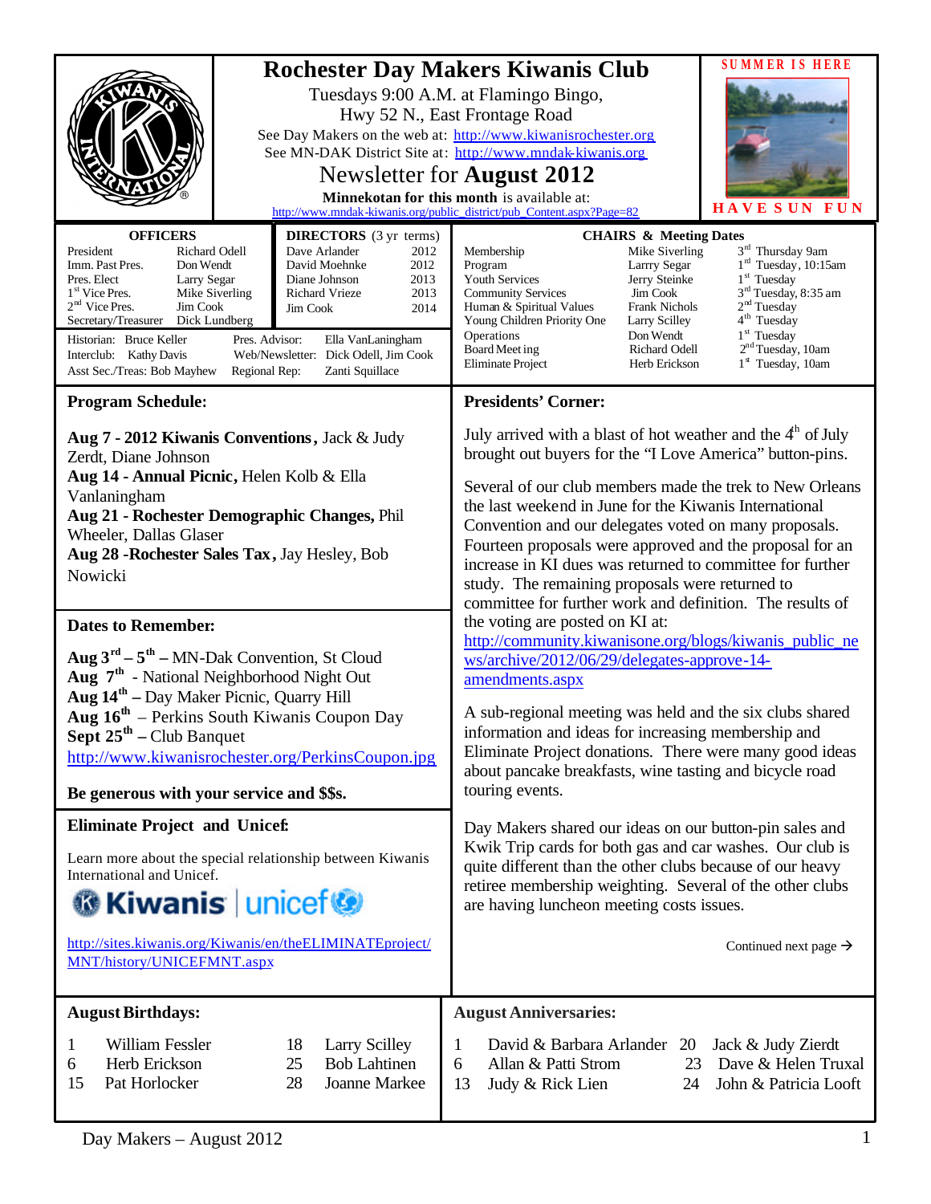# Rochester Day Makers Kiwanis Club

Tuesdays 9:00 A.M. at Flamingo Bingo,
Hwy 52 N., East Frontage Road

See Day Makers on the web at: http://www.kiwanisrochester.org
See MN-DAK District Site at: http://www.mndak-kiwanis.org

## Newsletter for **August 2012**

**Minnekotan for this month** is available at:
http://www.mndak-kiwanis.org/public_district/pub_Content.aspx?Page=82

SUMMER IS HERE

HAVE SUN FUN

### OFFICERS

| | |
|---|---|
| President | Richard Odell |
| Imm. Past Pres. | Don Wendt |
| Pres. Elect | Larry Segar |
| 1st Vice Pres. | Mike Siverling |
| 2nd Vice Pres. | Jim Cook |
| Secretary/Treasurer | Dick Lundberg |

### DIRECTORS (3 yr terms)

| | |
|---|---|
| Dave Arlander | 2012 |
| David Moehnke | 2012 |
| Diane Johnson | 2013 |
| Richard Vrieze | 2013 |
| Jim Cook | 2014 |

Historian: Bruce Keller
Interclub: Kathy Davis
Asst Sec./Treas: Bob Mayhew
Pres. Advisor: Ella VanLaningham
Web/Newsletter: Dick Odell, Jim Cook
Regional Rep: Zanti Squillace

### CHAIRS & Meeting Dates

| | | |
|---|---|---|
| Membership | Mike Siverling | 3rd Thursday 9am |
| Program | Larrry Segar | 1rd Tuesday, 10:15am |
| Youth Services | Jerry Steinke | 1st Tuesday |
| Community Services | Jim Cook | 3rd Tuesday, 8:35 am |
| Human & Spiritual Values | Frank Nichols | 2nd Tuesday |
| Young Children Priority One | Larry Scilley | 4th Tuesday |
| Operations | Don Wendt | 1st Tuesday |
| Board Meeting | Richard Odell | 2nd Tuesday, 10am |
| Eliminate Project | Herb Erickson | 1st Tuesday, 10am |

## Program Schedule:

**Aug 7 - 2012 Kiwanis Conventions,** Jack & Judy Zerdt, Diane Johnson
**Aug 14 - Annual Picnic,** Helen Kolb & Ella Vanlaningham
**Aug 21 - Rochester Demographic Changes,** Phil Wheeler, Dallas Glaser
**Aug 28 -Rochester Sales Tax,** Jay Hesley, Bob Nowicki

## Dates to Remember:

**Aug 3rd – 5th** – MN-Dak Convention, St Cloud
**Aug 7th** - National Neighborhood Night Out
**Aug 14th** – Day Maker Picnic, Quarry Hill
**Aug 16th** – Perkins South Kiwanis Coupon Day
**Sept 25th** – Club Banquet
http://www.kiwanisrochester.org/PerkinsCoupon.jpg

**Be generous with your service and $$s.**

## Eliminate Project and Unicef:

Learn more about the special relationship between Kiwanis International and Unicef.

Kiwanis | unicef

http://sites.kiwanis.org/Kiwanis/en/theELIMINATEproject/MNT/history/UNICEFMNT.aspx

## Presidents' Corner:

July arrived with a blast of hot weather and the 4th of July brought out buyers for the "I Love America" button-pins.

Several of our club members made the trek to New Orleans the last weekend in June for the Kiwanis International Convention and our delegates voted on many proposals. Fourteen proposals were approved and the proposal for an increase in KI dues was returned to committee for further study. The remaining proposals were returned to committee for further work and definition. The results of the voting are posted on KI at:
http://community.kiwanisone.org/blogs/kiwanis_public_news/archive/2012/06/29/delegates-approve-14-amendments.aspx

A sub-regional meeting was held and the six clubs shared information and ideas for increasing membership and Eliminate Project donations. There were many good ideas about pancake breakfasts, wine tasting and bicycle road touring events.

Day Makers shared our ideas on our button-pin sales and Kwik Trip cards for both gas and car washes. Our club is quite different than the other clubs because of our heavy retiree membership weighting. Several of the other clubs are having luncheon meeting costs issues.

Continued next page →

## August Birthdays:

| | | | |
|---|---|---|---|
| 1 | William Fessler | 18 | Larry Scilley |
| 6 | Herb Erickson | 25 | Bob Lahtinen |
| 15 | Pat Horlocker | 28 | Joanne Markee |

## August Anniversaries:

| | | | |
|---|---|---|---|
| 1 | David & Barbara Arlander | 20 | Jack & Judy Zierdt |
| 6 | Allan & Patti Strom | 23 | Dave & Helen Truxal |
| 13 | Judy & Rick Lien | 24 | John & Patricia Looft |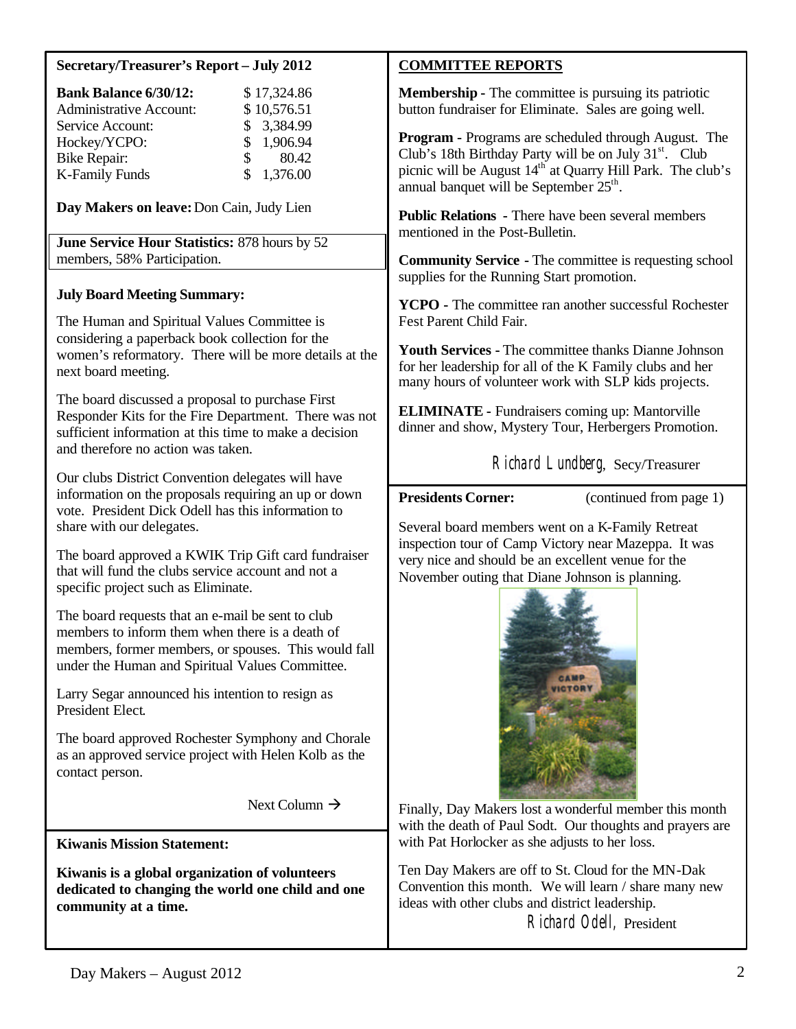**Secretary/Treasurer's Report – July 2012**

| | |
|---|---|
| **Bank Balance 6/30/12:** | $ 17,324.86 |
| Administrative Account: | $ 10,576.51 |
| Service Account: | $ 3,384.99 |
| Hockey/YCPO: | $ 1,906.94 |
| Bike Repair: | $ 80.42 |
| K-Family Funds | $ 1,376.00 |

**Day Makers on leave:** Don Cain, Judy Lien

**June Service Hour Statistics:** 878 hours by 52 members, 58% Participation.

**July Board Meeting Summary:**

The Human and Spiritual Values Committee is considering a paperback book collection for the women's reformatory. There will be more details at the next board meeting.

The board discussed a proposal to purchase First Responder Kits for the Fire Department. There was not sufficient information at this time to make a decision and therefore no action was taken.

Our clubs District Convention delegates will have information on the proposals requiring an up or down vote. President Dick Odell has this information to share with our delegates.

The board approved a KWIK Trip Gift card fundraiser that will fund the clubs service account and not a specific project such as Eliminate.

The board requests that an e-mail be sent to club members to inform them when there is a death of members, former members, or spouses. This would fall under the Human and Spiritual Values Committee.

Larry Segar announced his intention to resign as President Elect.

The board approved Rochester Symphony and Chorale as an approved service project with Helen Kolb as the contact person.

Next Column →

**COMMITTEE REPORTS**

**Membership** - The committee is pursuing its patriotic button fundraiser for Eliminate. Sales are going well.

**Program** - Programs are scheduled through August. The Club's 18th Birthday Party will be on July 31st. Club picnic will be August 14th at Quarry Hill Park. The club's annual banquet will be September 25th.

**Public Relations** - There have been several members mentioned in the Post-Bulletin.

**Community Service** - The committee is requesting school supplies for the Running Start promotion.

**YCPO** - The committee ran another successful Rochester Fest Parent Child Fair.

**Youth Services** - The committee thanks Dianne Johnson for her leadership for all of the K Family clubs and her many hours of volunteer work with SLP kids projects.

**ELIMINATE** - Fundraisers coming up: Mantorville dinner and show, Mystery Tour, Herbergers Promotion.

*Richard Lundberg*, Secy/Treasurer

**Presidents Corner:** (continued from page 1)

Several board members went on a K-Family Retreat inspection tour of Camp Victory near Mazeppa. It was very nice and should be an excellent venue for the November outing that Diane Johnson is planning.

Finally, Day Makers lost a wonderful member this month with the death of Paul Sodt. Our thoughts and prayers are with Pat Horlocker as she adjusts to her loss.

Ten Day Makers are off to St. Cloud for the MN-Dak Convention this month. We will learn / share many new ideas with other clubs and district leadership.

*Richard Odell*, President

**Kiwanis Mission Statement:**

**Kiwanis is a global organization of volunteers dedicated to changing the world one child and one community at a time.**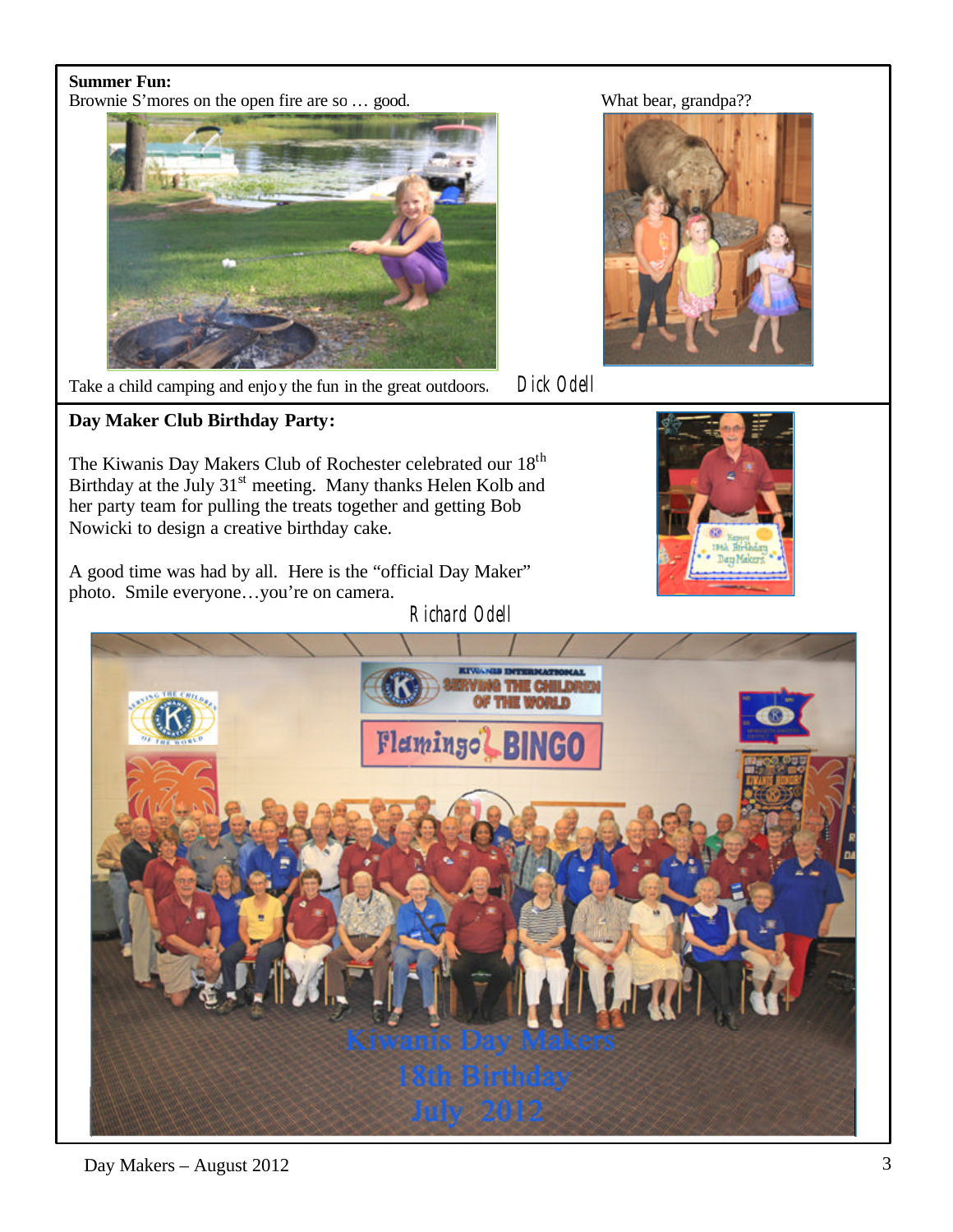**Summer Fun:**

Brownie S'mores on the open fire are so … good.

What bear, grandpa??

Take a child camping and enjoy the fun in the great outdoors. Dick Odell

**Day Maker Club Birthday Party:**

The Kiwanis Day Makers Club of Rochester celebrated our 18th Birthday at the July 31st meeting. Many thanks Helen Kolb and her party team for pulling the treats together and getting Bob Nowicki to design a creative birthday cake.

A good time was had by all. Here is the "official Day Maker" photo. Smile everyone…you're on camera.

Richard Odell

Day Makers – August 2012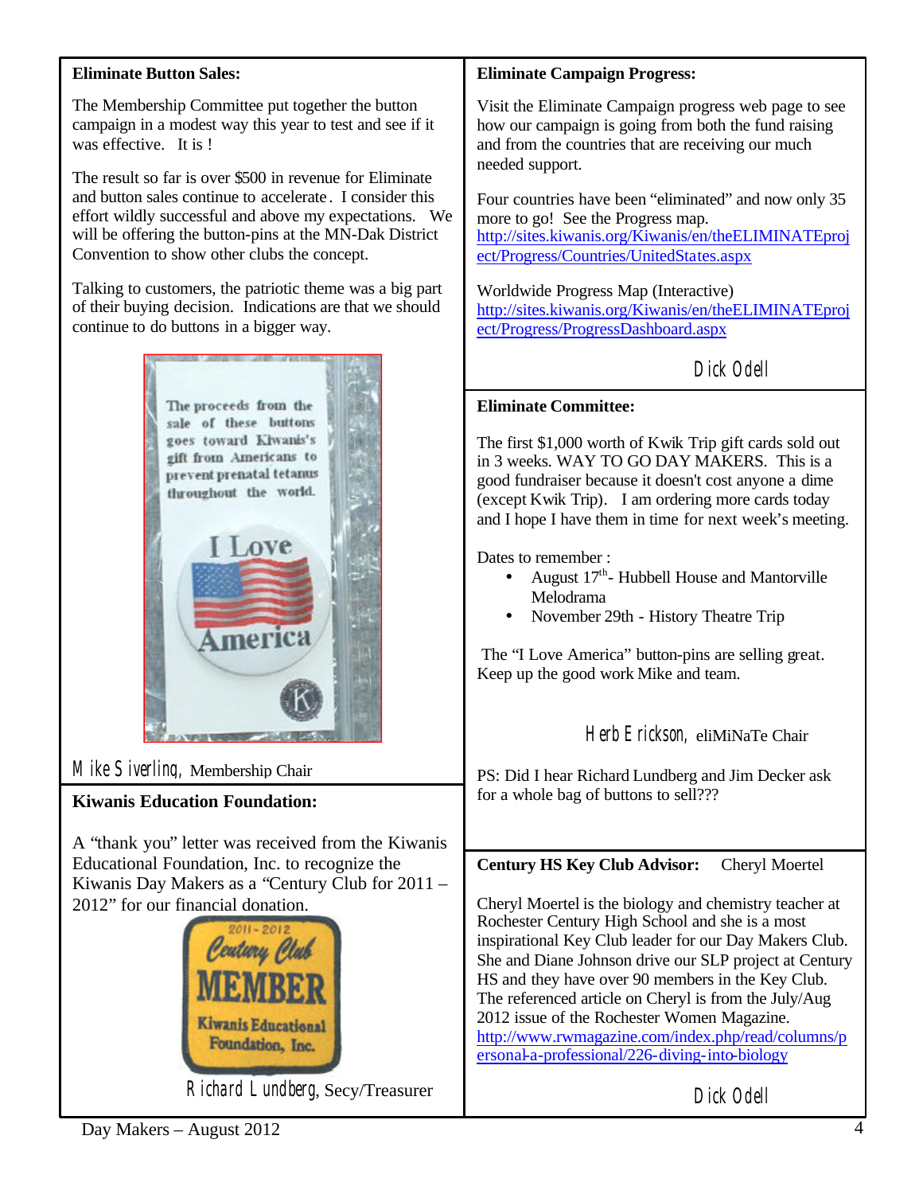**Eliminate Button Sales:**

The Membership Committee put together the button campaign in a modest way this year to test and see if it was effective. It is !

The result so far is over $500 in revenue for Eliminate and button sales continue to accelerate. I consider this effort wildly successful and above my expectations. We will be offering the button-pins at the MN-Dak District Convention to show other clubs the concept.

Talking to customers, the patriotic theme was a big part of their buying decision. Indications are that we should continue to do buttons in a bigger way.

Mike Siverling, Membership Chair

**Kiwanis Education Foundation:**

A "thank you" letter was received from the Kiwanis Educational Foundation, Inc. to recognize the Kiwanis Day Makers as a "Century Club for 2011 – 2012" for our financial donation.

Richard Lundberg, Secy/Treasurer

**Eliminate Campaign Progress:**

Visit the Eliminate Campaign progress web page to see how our campaign is going from both the fund raising and from the countries that are receiving our much needed support.

Four countries have been "eliminated" and now only 35 more to go! See the Progress map.
http://sites.kiwanis.org/Kiwanis/en/theELIMINATEproject/Progress/Countries/UnitedStates.aspx

Worldwide Progress Map (Interactive)
http://sites.kiwanis.org/Kiwanis/en/theELIMINATEproject/Progress/ProgressDashboard.aspx

Dick Odell

**Eliminate Committee:**

The first $1,000 worth of Kwik Trip gift cards sold out in 3 weeks. WAY TO GO DAY MAKERS. This is a good fundraiser because it doesn't cost anyone a dime (except Kwik Trip). I am ordering more cards today and I hope I have them in time for next week's meeting.

Dates to remember :

- August 17th- Hubbell House and Mantorville Melodrama
- November 29th - History Theatre Trip

The "I Love America" button-pins are selling great. Keep up the good work Mike and team.

Herb Erickson, eliMiNaTe Chair

PS: Did I hear Richard Lundberg and Jim Decker ask for a whole bag of buttons to sell???

**Century HS Key Club Advisor:** Cheryl Moertel

Cheryl Moertel is the biology and chemistry teacher at Rochester Century High School and she is a most inspirational Key Club leader for our Day Makers Club. She and Diane Johnson drive our SLP project at Century HS and they have over 90 members in the Key Club. The referenced article on Cheryl is from the July/Aug 2012 issue of the Rochester Women Magazine.
http://www.rwmagazine.com/index.php/read/columns/personal-a-professional/226-diving-into-biology

Dick Odell